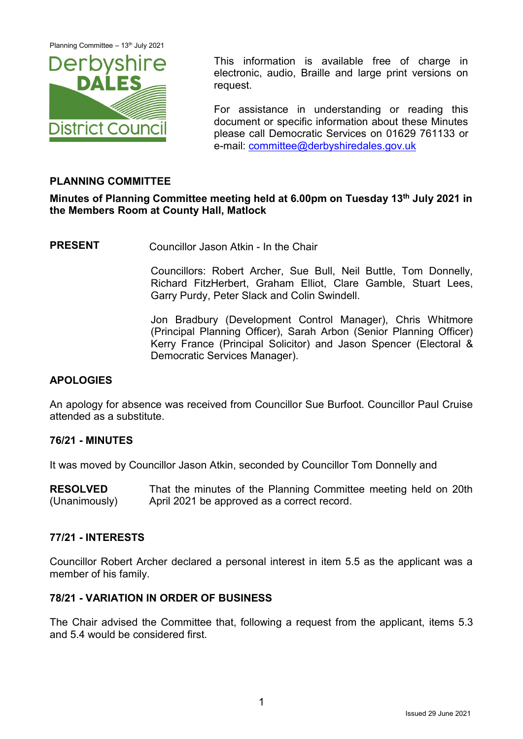This information is available free of charge in electronic, audio, Braille and large print versions on request.

For assistance in understanding or reading this document or specific information about these Minutes please call Democratic Services on 01629 761133 or e-mail: committee@derbyshiredales.gov.uk

## PLANNING COMMITTEE

**Minutes of Planning Committee meeting held at 6.00pm on Tuesday 13th July 2021 in the Members Room at County Hall, Matlock**

**PRESENT** Councillor Jason Atkin - In the Chair

Councillors: Robert Archer, Sue Bull, Neil Buttle, Tom Donnelly, Richard FitzHerbert, Graham Elliot, Clare Gamble, Stuart Lees, Garry Purdy, Peter Slack and Colin Swindell.

Jon Bradbury (Development Control Manager), Chris Whitmore (Principal Planning Officer), Sarah Arbon (Senior Planning Officer) Kerry France (Principal Solicitor) and Jason Spencer (Electoral & Democratic Services Manager).

### APOLOGIES

An apology for absence was received from Councillor Sue Burfoot. Councillor Paul Cruise attended as a substitute.

### 76/21 - MINUTES

It was moved by Councillor Jason Atkin, seconded by Councillor Tom Donnelly and

**RESOLVED** (Unanimously) That the minutes of the Planning Committee meeting held on 20th April 2021 be approved as a correct record.

### 77/21 - INTERESTS

Councillor Robert Archer declared a personal interest in item 5.5 as the applicant was a member of his family.

### 78/21 - VARIATION IN ORDER OF BUSINESS

The Chair advised the Committee that, following a request from the applicant, items 5.3 and 5.4 would be considered first.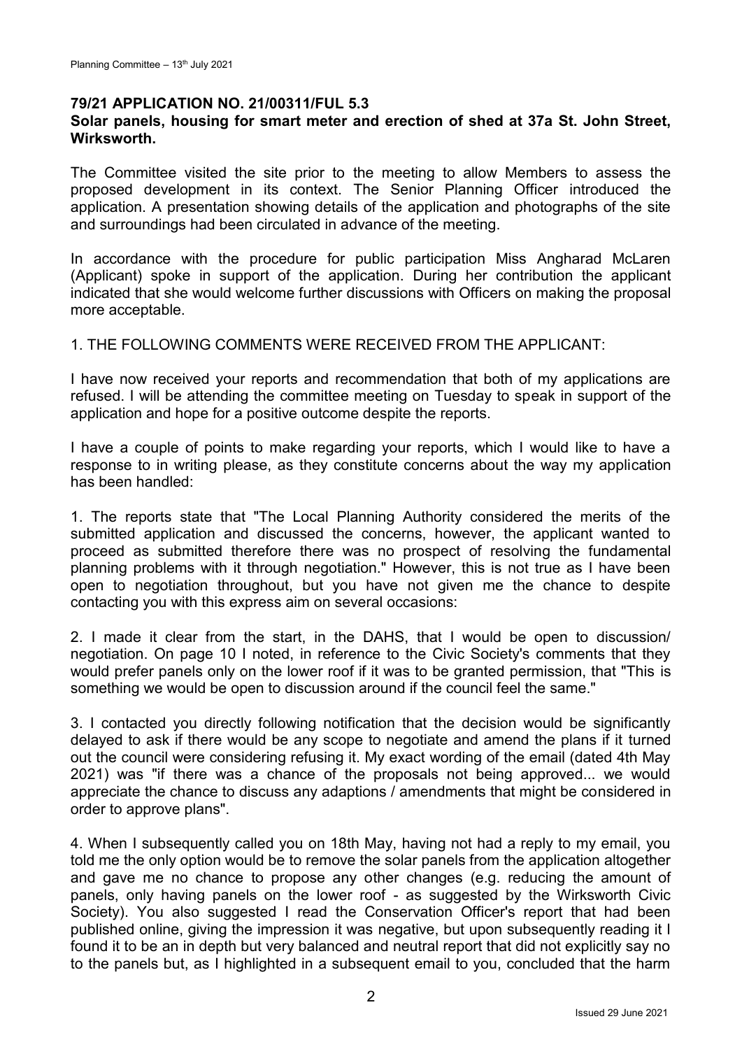## 79/21 APPLICATION NO. 21/00311/FUL 5.3

**Solar panels, housing for smart meter and erection of shed at 37a St. John Street, Wirksworth.**

The Committee visited the site prior to the meeting to allow Members to assess the proposed development in its context. The Senior Planning Officer introduced the application. A presentation showing details of the application and photographs of the site and surroundings had been circulated in advance of the meeting.

In accordance with the procedure for public participation Miss Angharad McLaren (Applicant) spoke in support of the application. During her contribution the applicant indicated that she would welcome further discussions with Officers on making the proposal more acceptable.

1. THE FOLLOWING COMMENTS WERE RECEIVED FROM THE APPLICANT:

I have now received your reports and recommendation that both of my applications are refused. I will be attending the committee meeting on Tuesday to speak in support of the application and hope for a positive outcome despite the reports.

I have a couple of points to make regarding your reports, which I would like to have a response to in writing please, as they constitute concerns about the way my application has been handled:

1. The reports state that "The Local Planning Authority considered the merits of the submitted application and discussed the concerns, however, the applicant wanted to proceed as submitted therefore there was no prospect of resolving the fundamental planning problems with it through negotiation." However, this is not true as I have been open to negotiation throughout, but you have not given me the chance to despite contacting you with this express aim on several occasions:

2. I made it clear from the start, in the DAHS, that I would be open to discussion/ negotiation. On page 10 I noted, in reference to the Civic Society's comments that they would prefer panels only on the lower roof if it was to be granted permission, that "This is something we would be open to discussion around if the council feel the same."

3. I contacted you directly following notification that the decision would be significantly delayed to ask if there would be any scope to negotiate and amend the plans if it turned out the council were considering refusing it. My exact wording of the email (dated 4th May 2021) was "if there was a chance of the proposals not being approved... we would appreciate the chance to discuss any adaptions / amendments that might be considered in order to approve plans".

4. When I subsequently called you on 18th May, having not had a reply to my email, you told me the only option would be to remove the solar panels from the application altogether and gave me no chance to propose any other changes (e.g. reducing the amount of panels, only having panels on the lower roof - as suggested by the Wirksworth Civic Society). You also suggested I read the Conservation Officer's report that had been published online, giving the impression it was negative, but upon subsequently reading it I found it to be an in depth but very balanced and neutral report that did not explicitly say no to the panels but, as I highlighted in a subsequent email to you, concluded that the harm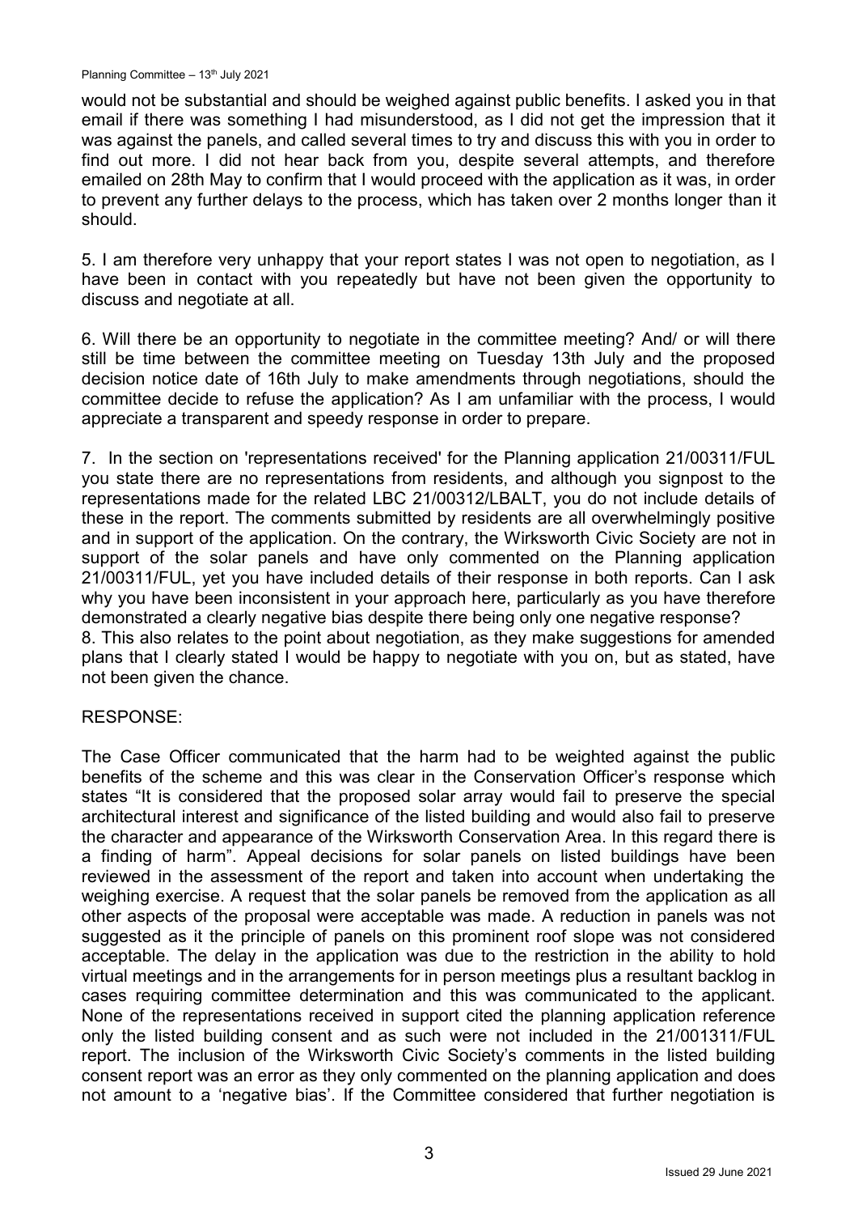would not be substantial and should be weighed against public benefits. I asked you in that email if there was something I had misunderstood, as I did not get the impression that it was against the panels, and called several times to try and discuss this with you in order to find out more. I did not hear back from you, despite several attempts, and therefore emailed on 28th May to confirm that I would proceed with the application as it was, in order to prevent any further delays to the process, which has taken over 2 months longer than it should.

5. I am therefore very unhappy that your report states I was not open to negotiation, as I have been in contact with you repeatedly but have not been given the opportunity to discuss and negotiate at all.

6. Will there be an opportunity to negotiate in the committee meeting? And/ or will there still be time between the committee meeting on Tuesday 13th July and the proposed decision notice date of 16th July to make amendments through negotiations, should the committee decide to refuse the application? As I am unfamiliar with the process, I would appreciate a transparent and speedy response in order to prepare.

7. In the section on 'representations received' for the Planning application 21/00311/FUL you state there are no representations from residents, and although you signpost to the representations made for the related LBC 21/00312/LBALT, you do not include details of these in the report. The comments submitted by residents are all overwhelmingly positive and in support of the application. On the contrary, the Wirksworth Civic Society are not in support of the solar panels and have only commented on the Planning application 21/00311/FUL, yet you have included details of their response in both reports. Can I ask why you have been inconsistent in your approach here, particularly as you have therefore demonstrated a clearly negative bias despite there being only one negative response?

8. This also relates to the point about negotiation, as they make suggestions for amended plans that I clearly stated I would be happy to negotiate with you on, but as stated, have not been given the chance.

RESPONSE:

The Case Officer communicated that the harm had to be weighted against the public benefits of the scheme and this was clear in the Conservation Officer's response which states "It is considered that the proposed solar array would fail to preserve the special architectural interest and significance of the listed building and would also fail to preserve the character and appearance of the Wirksworth Conservation Area. In this regard there is a finding of harm". Appeal decisions for solar panels on listed buildings have been reviewed in the assessment of the report and taken into account when undertaking the weighing exercise. A request that the solar panels be removed from the application as all other aspects of the proposal were acceptable was made. A reduction in panels was not suggested as it the principle of panels on this prominent roof slope was not considered acceptable. The delay in the application was due to the restriction in the ability to hold virtual meetings and in the arrangements for in person meetings plus a resultant backlog in cases requiring committee determination and this was communicated to the applicant. None of the representations received in support cited the planning application reference only the listed building consent and as such were not included in the 21/001311/FUL report. The inclusion of the Wirksworth Civic Society's comments in the listed building consent report was an error as they only commented on the planning application and does not amount to a 'negative bias'. If the Committee considered that further negotiation is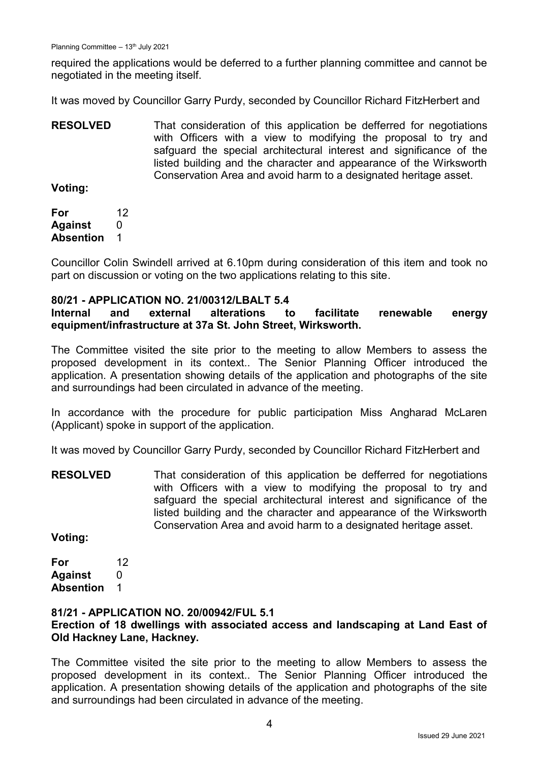required the applications would be deferred to a further planning committee and cannot be negotiated in the meeting itself.

It was moved by Councillor Garry Purdy, seconded by Councillor Richard FitzHerbert and

**RESOLVED** That consideration of this application be defferred for negotiations with Officers with a view to modifying the proposal to try and safguard the special architectural interest and significance of the listed building and the character and appearance of the Wirksworth Conservation Area and avoid harm to a designated heritage asset.

**Voting:**

| | |
|---|---|
| **For** | 12 |
| **Against** | 0 |
| **Absention** | 1 |

Councillor Colin Swindell arrived at 6.10pm during consideration of this item and took no part on discussion or voting on the two applications relating to this site.

**80/21 - APPLICATION NO. 21/00312/LBALT 5.4**
**Internal and external alterations to facilitate renewable energy equipment/infrastructure at 37a St. John Street, Wirksworth.**

The Committee visited the site prior to the meeting to allow Members to assess the proposed development in its context.. The Senior Planning Officer introduced the application. A presentation showing details of the application and photographs of the site and surroundings had been circulated in advance of the meeting.

In accordance with the procedure for public participation Miss Angharad McLaren (Applicant) spoke in support of the application.

It was moved by Councillor Garry Purdy, seconded by Councillor Richard FitzHerbert and

**RESOLVED** That consideration of this application be defferred for negotiations with Officers with a view to modifying the proposal to try and safguard the special architectural interest and significance of the listed building and the character and appearance of the Wirksworth Conservation Area and avoid harm to a designated heritage asset.

**Voting:**

| | |
|---|---|
| **For** | 12 |
| **Against** | 0 |
| **Absention** | 1 |

**81/21 - APPLICATION NO. 20/00942/FUL 5.1**
**Erection of 18 dwellings with associated access and landscaping at Land East of Old Hackney Lane, Hackney.**

The Committee visited the site prior to the meeting to allow Members to assess the proposed development in its context.. The Senior Planning Officer introduced the application. A presentation showing details of the application and photographs of the site and surroundings had been circulated in advance of the meeting.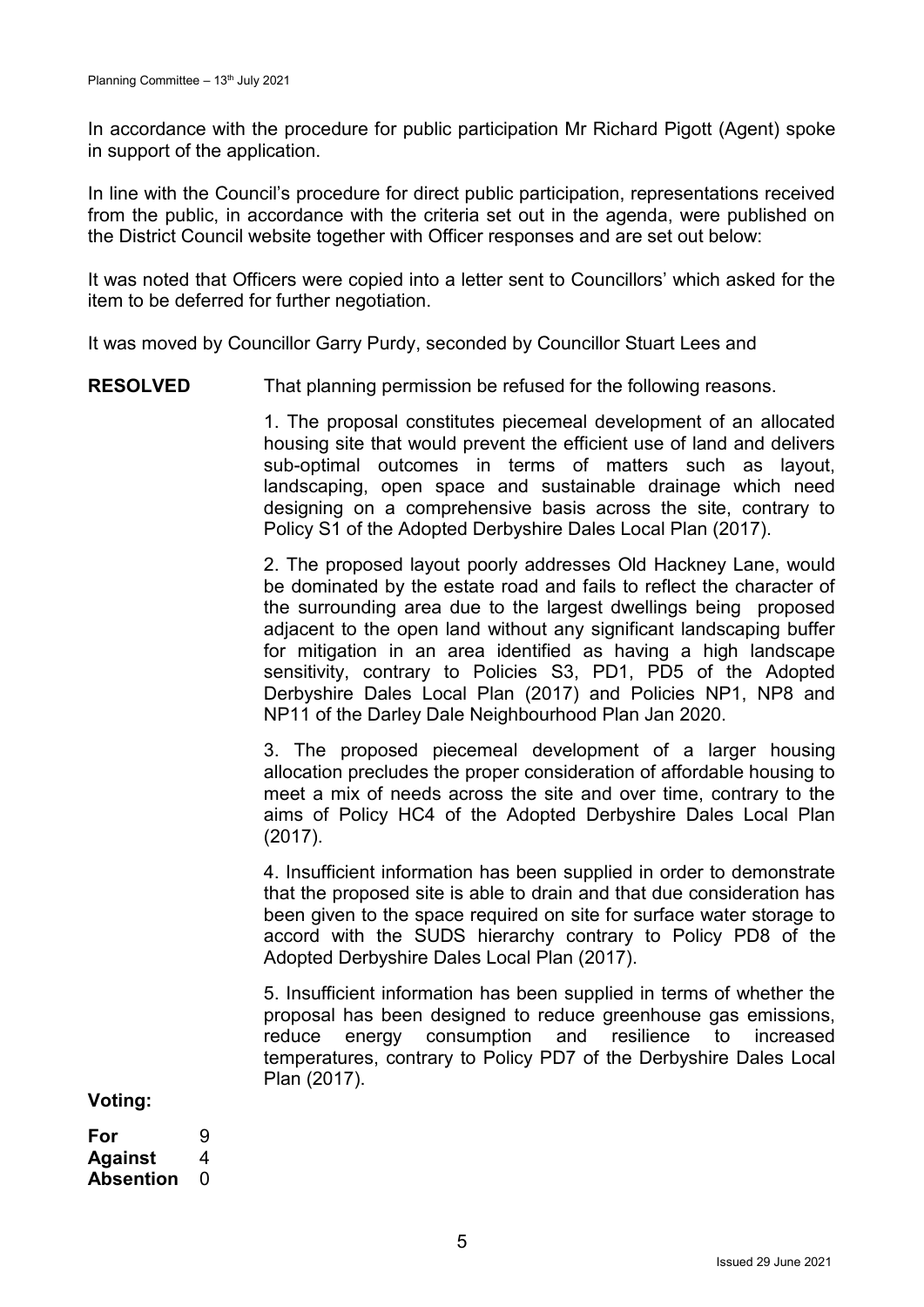In accordance with the procedure for public participation Mr Richard Pigott (Agent) spoke in support of the application.

In line with the Council's procedure for direct public participation, representations received from the public, in accordance with the criteria set out in the agenda, were published on the District Council website together with Officer responses and are set out below:

It was noted that Officers were copied into a letter sent to Councillors' which asked for the item to be deferred for further negotiation.

It was moved by Councillor Garry Purdy, seconded by Councillor Stuart Lees and

**RESOLVED** That planning permission be refused for the following reasons.

1. The proposal constitutes piecemeal development of an allocated housing site that would prevent the efficient use of land and delivers sub-optimal outcomes in terms of matters such as layout, landscaping, open space and sustainable drainage which need designing on a comprehensive basis across the site, contrary to Policy S1 of the Adopted Derbyshire Dales Local Plan (2017).

2. The proposed layout poorly addresses Old Hackney Lane, would be dominated by the estate road and fails to reflect the character of the surrounding area due to the largest dwellings being proposed adjacent to the open land without any significant landscaping buffer for mitigation in an area identified as having a high landscape sensitivity, contrary to Policies S3, PD1, PD5 of the Adopted Derbyshire Dales Local Plan (2017) and Policies NP1, NP8 and NP11 of the Darley Dale Neighbourhood Plan Jan 2020.

3. The proposed piecemeal development of a larger housing allocation precludes the proper consideration of affordable housing to meet a mix of needs across the site and over time, contrary to the aims of Policy HC4 of the Adopted Derbyshire Dales Local Plan (2017).

4. Insufficient information has been supplied in order to demonstrate that the proposed site is able to drain and that due consideration has been given to the space required on site for surface water storage to accord with the SUDS hierarchy contrary to Policy PD8 of the Adopted Derbyshire Dales Local Plan (2017).

5. Insufficient information has been supplied in terms of whether the proposal has been designed to reduce greenhouse gas emissions, reduce energy consumption and resilience to increased temperatures, contrary to Policy PD7 of the Derbyshire Dales Local Plan (2017).

**Voting:**

| | |
|---|---|
| **For** | 9 |
| **Against** | 4 |
| **Absention** | 0 |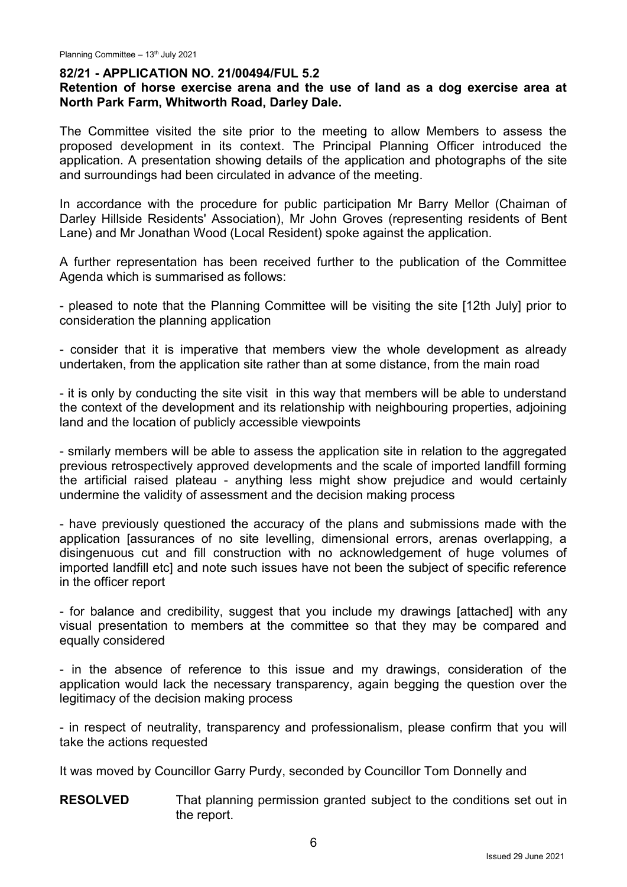## 82/21 - APPLICATION NO. 21/00494/FUL 5.2

**Retention of horse exercise arena and the use of land as a dog exercise area at North Park Farm, Whitworth Road, Darley Dale.**

The Committee visited the site prior to the meeting to allow Members to assess the proposed development in its context. The Principal Planning Officer introduced the application. A presentation showing details of the application and photographs of the site and surroundings had been circulated in advance of the meeting.

In accordance with the procedure for public participation Mr Barry Mellor (Chaiman of Darley Hillside Residents' Association), Mr John Groves (representing residents of Bent Lane) and Mr Jonathan Wood (Local Resident) spoke against the application.

A further representation has been received further to the publication of the Committee Agenda which is summarised as follows:

- pleased to note that the Planning Committee will be visiting the site [12th July] prior to consideration the planning application

- consider that it is imperative that members view the whole development as already undertaken, from the application site rather than at some distance, from the main road

- it is only by conducting the site visit in this way that members will be able to understand the context of the development and its relationship with neighbouring properties, adjoining land and the location of publicly accessible viewpoints

- smilarly members will be able to assess the application site in relation to the aggregated previous retrospectively approved developments and the scale of imported landfill forming the artificial raised plateau - anything less might show prejudice and would certainly undermine the validity of assessment and the decision making process

- have previously questioned the accuracy of the plans and submissions made with the application [assurances of no site levelling, dimensional errors, arenas overlapping, a disingenuous cut and fill construction with no acknowledgement of huge volumes of imported landfill etc] and note such issues have not been the subject of specific reference in the officer report

- for balance and credibility, suggest that you include my drawings [attached] with any visual presentation to members at the committee so that they may be compared and equally considered

- in the absence of reference to this issue and my drawings, consideration of the application would lack the necessary transparency, again begging the question over the legitimacy of the decision making process

- in respect of neutrality, transparency and professionalism, please confirm that you will take the actions requested

It was moved by Councillor Garry Purdy, seconded by Councillor Tom Donnelly and

**RESOLVED** That planning permission granted subject to the conditions set out in the report.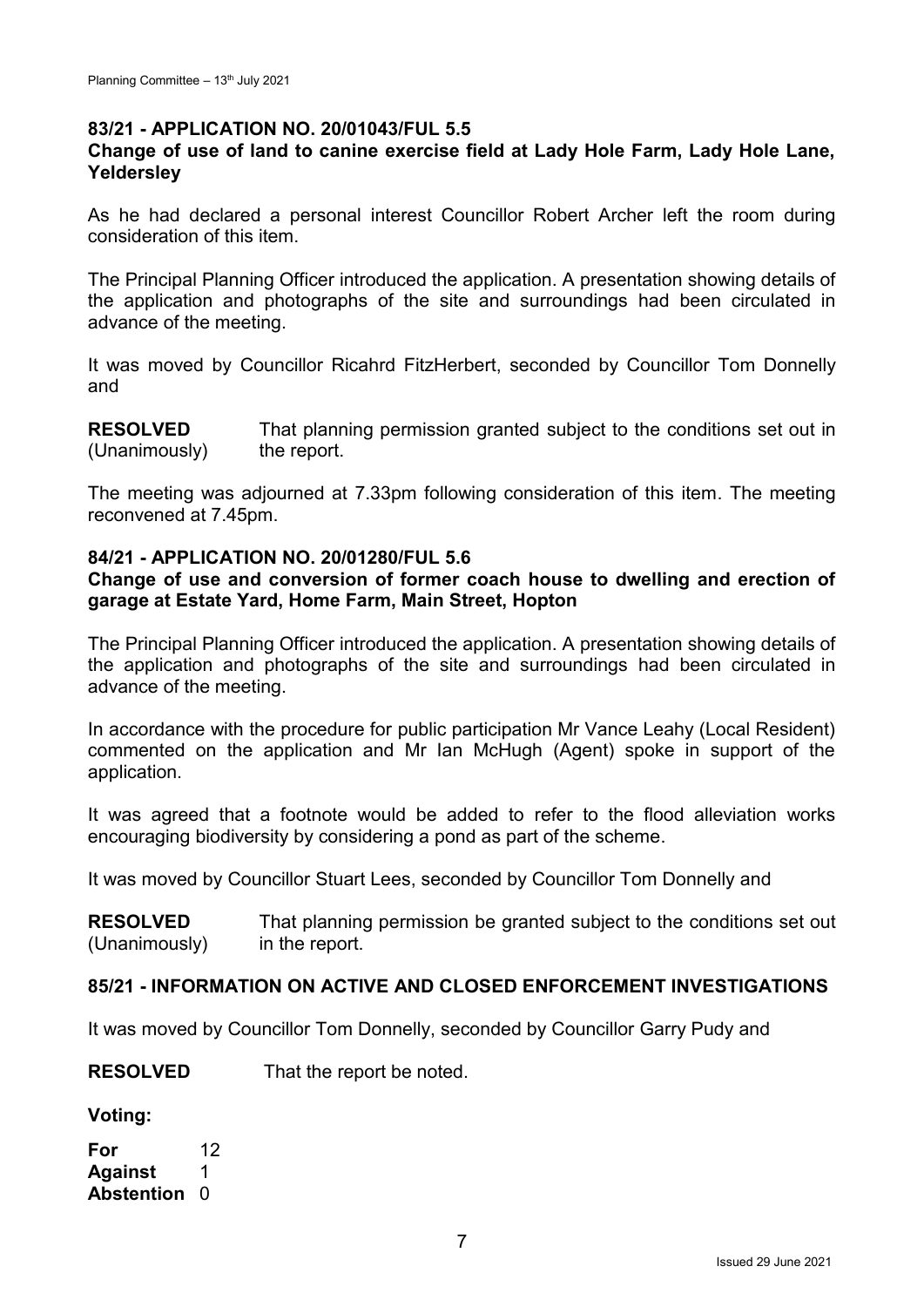**83/21 - APPLICATION NO. 20/01043/FUL 5.5**

**Change of use of land to canine exercise field at Lady Hole Farm, Lady Hole Lane, Yeldersley**

As he had declared a personal interest Councillor Robert Archer left the room during consideration of this item.

The Principal Planning Officer introduced the application. A presentation showing details of the application and photographs of the site and surroundings had been circulated in advance of the meeting.

It was moved by Councillor Ricahrd FitzHerbert, seconded by Councillor Tom Donnelly and

**RESOLVED** (Unanimously) That planning permission granted subject to the conditions set out in the report.

The meeting was adjourned at 7.33pm following consideration of this item. The meeting reconvened at 7.45pm.

**84/21 - APPLICATION NO. 20/01280/FUL 5.6**

**Change of use and conversion of former coach house to dwelling and erection of garage at Estate Yard, Home Farm, Main Street, Hopton**

The Principal Planning Officer introduced the application. A presentation showing details of the application and photographs of the site and surroundings had been circulated in advance of the meeting.

In accordance with the procedure for public participation Mr Vance Leahy (Local Resident) commented on the application and Mr Ian McHugh (Agent) spoke in support of the application.

It was agreed that a footnote would be added to refer to the flood alleviation works encouraging biodiversity by considering a pond as part of the scheme.

It was moved by Councillor Stuart Lees, seconded by Councillor Tom Donnelly and

**RESOLVED** (Unanimously) That planning permission be granted subject to the conditions set out in the report.

**85/21 - INFORMATION ON ACTIVE AND CLOSED ENFORCEMENT INVESTIGATIONS**

It was moved by Councillor Tom Donnelly, seconded by Councillor Garry Pudy and

**RESOLVED** That the report be noted.

**Voting:**

**For** 12
**Against** 1
**Abstention** 0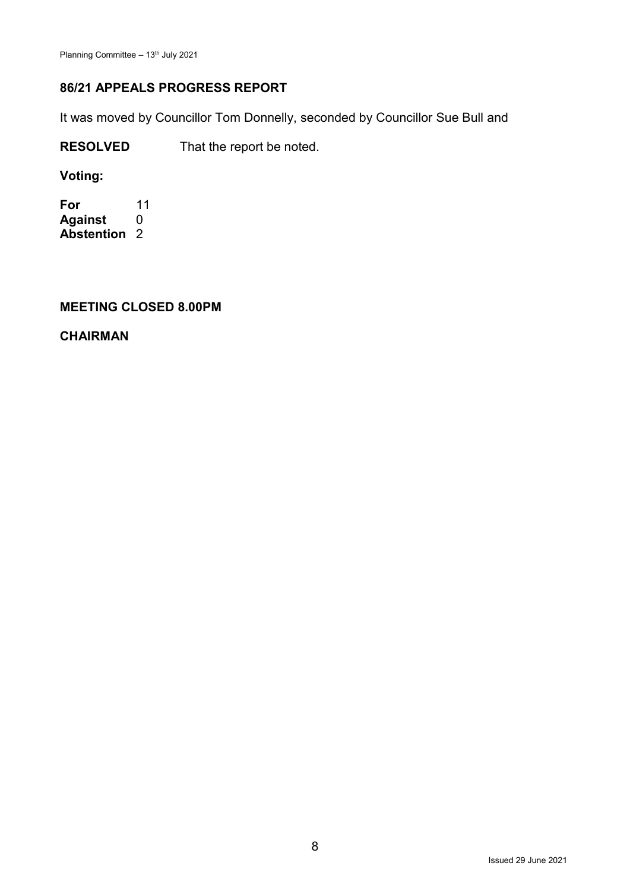## 86/21 APPEALS PROGRESS REPORT

It was moved by Councillor Tom Donnelly, seconded by Councillor Sue Bull and

**RESOLVED** That the report be noted.

**Voting:**

**For** 11
**Against** 0
**Abstention** 2

**MEETING CLOSED 8.00PM**

**CHAIRMAN**

Issued 29 June 2021